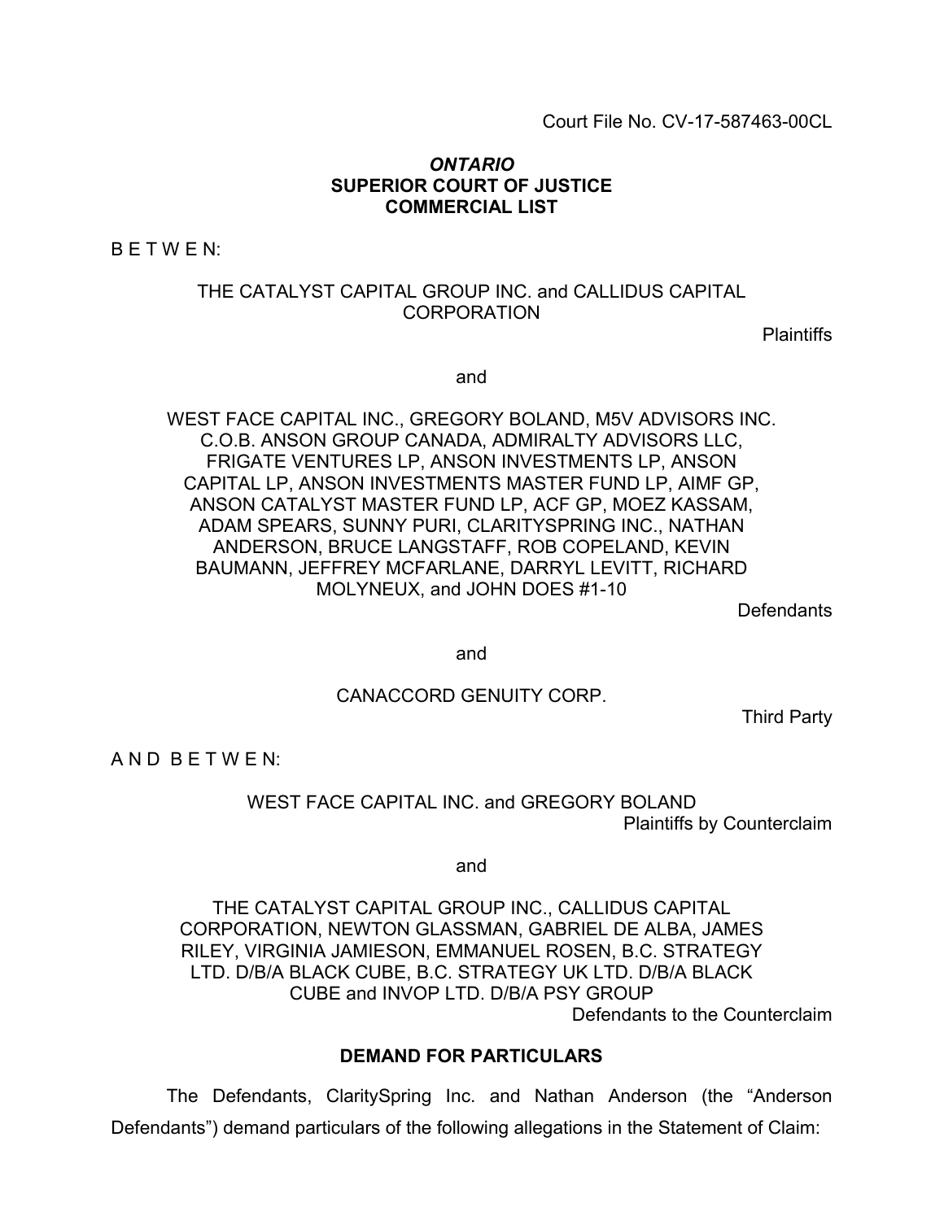Court File No. CV-17-587463-00CL

***ONTARIO***
**SUPERIOR COURT OF JUSTICE**
**COMMERCIAL LIST**

B E T W E N:

THE CATALYST CAPITAL GROUP INC. and CALLIDUS CAPITAL CORPORATION

Plaintiffs

and

WEST FACE CAPITAL INC., GREGORY BOLAND, M5V ADVISORS INC. C.O.B. ANSON GROUP CANADA, ADMIRALTY ADVISORS LLC, FRIGATE VENTURES LP, ANSON INVESTMENTS LP, ANSON CAPITAL LP, ANSON INVESTMENTS MASTER FUND LP, AIMF GP, ANSON CATALYST MASTER FUND LP, ACF GP, MOEZ KASSAM, ADAM SPEARS, SUNNY PURI, CLARITYSPRING INC., NATHAN ANDERSON, BRUCE LANGSTAFF, ROB COPELAND, KEVIN BAUMANN, JEFFREY MCFARLANE, DARRYL LEVITT, RICHARD MOLYNEUX, and JOHN DOES #1-10

Defendants

and

CANACCORD GENUITY CORP.

Third Party

A N D B E T W E N:

WEST FACE CAPITAL INC. and GREGORY BOLAND

Plaintiffs by Counterclaim

and

THE CATALYST CAPITAL GROUP INC., CALLIDUS CAPITAL CORPORATION, NEWTON GLASSMAN, GABRIEL DE ALBA, JAMES RILEY, VIRGINIA JAMIESON, EMMANUEL ROSEN, B.C. STRATEGY LTD. D/B/A BLACK CUBE, B.C. STRATEGY UK LTD. D/B/A BLACK CUBE and INVOP LTD. D/B/A PSY GROUP

Defendants to the Counterclaim

**DEMAND FOR PARTICULARS**

The Defendants, ClaritySpring Inc. and Nathan Anderson (the "Anderson Defendants") demand particulars of the following allegations in the Statement of Claim: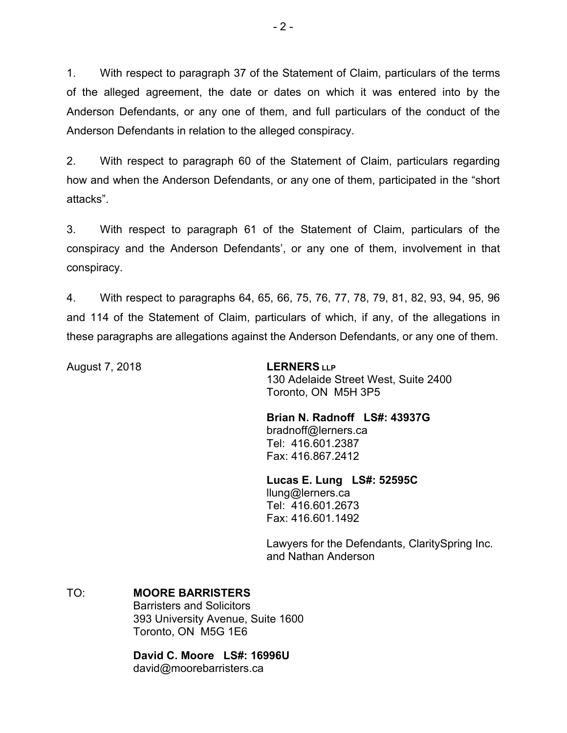1. With respect to paragraph 37 of the Statement of Claim, particulars of the terms of the alleged agreement, the date or dates on which it was entered into by the Anderson Defendants, or any one of them, and full particulars of the conduct of the Anderson Defendants in relation to the alleged conspiracy.

2. With respect to paragraph 60 of the Statement of Claim, particulars regarding how and when the Anderson Defendants, or any one of them, participated in the “short attacks”.

3. With respect to paragraph 61 of the Statement of Claim, particulars of the conspiracy and the Anderson Defendants’, or any one of them, involvement in that conspiracy.

4. With respect to paragraphs 64, 65, 66, 75, 76, 77, 78, 79, 81, 82, 93, 94, 95, 96 and 114 of the Statement of Claim, particulars of which, if any, of the allegations in these paragraphs are allegations against the Anderson Defendants, or any one of them.

August 7, 2018

**LERNERS LLP**
130 Adelaide Street West, Suite 2400
Toronto, ON M5H 3P5

**Brian N. Radnoff LS#: 43937G**
bradnoff@lerners.ca
Tel: 416.601.2387
Fax: 416.867.2412

**Lucas E. Lung LS#: 52595C**
llung@lerners.ca
Tel: 416.601.2673
Fax: 416.601.1492

Lawyers for the Defendants, ClaritySpring Inc. and Nathan Anderson

TO: **MOORE BARRISTERS**
Barristers and Solicitors
393 University Avenue, Suite 1600
Toronto, ON M5G 1E6

**David C. Moore LS#: 16996U**
david@moorebarristers.ca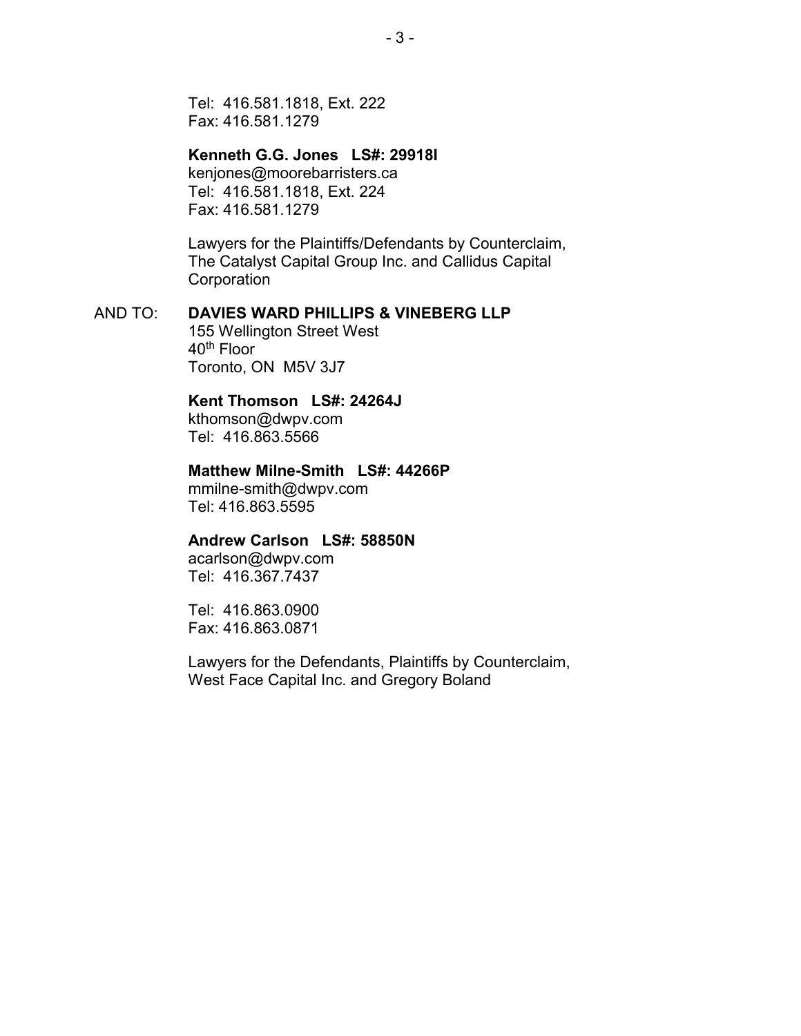Tel: 416.581.1818, Ext. 222
Fax: 416.581.1279

**Kenneth G.G. Jones LS#: 29918I**
kenjones@moorebarristers.ca
Tel: 416.581.1818, Ext. 224
Fax: 416.581.1279

Lawyers for the Plaintiffs/Defendants by Counterclaim, The Catalyst Capital Group Inc. and Callidus Capital Corporation

AND TO: **DAVIES WARD PHILLIPS & VINEBERG LLP**
155 Wellington Street West
40th Floor
Toronto, ON M5V 3J7

**Kent Thomson LS#: 24264J**
kthomson@dwpv.com
Tel: 416.863.5566

**Matthew Milne-Smith LS#: 44266P**
mmilne-smith@dwpv.com
Tel: 416.863.5595

**Andrew Carlson LS#: 58850N**
acarlson@dwpv.com
Tel: 416.367.7437

Tel: 416.863.0900
Fax: 416.863.0871

Lawyers for the Defendants, Plaintiffs by Counterclaim, West Face Capital Inc. and Gregory Boland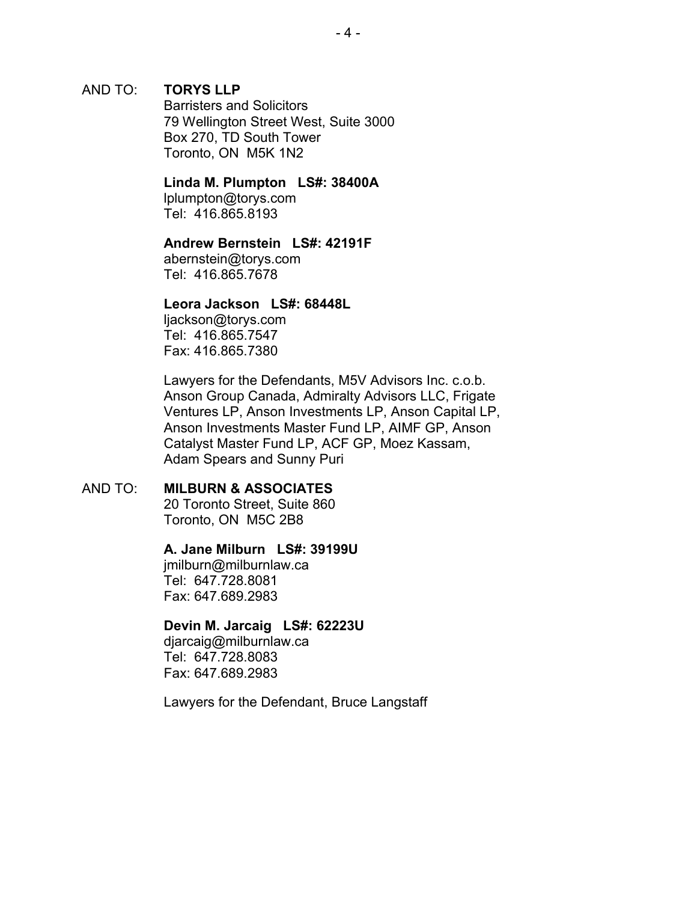AND TO: **TORYS LLP**
Barristers and Solicitors
79 Wellington Street West, Suite 3000
Box 270, TD South Tower
Toronto, ON M5K 1N2

**Linda M. Plumpton LS#: 38400A**
lplumpton@torys.com
Tel: 416.865.8193

**Andrew Bernstein LS#: 42191F**
abernstein@torys.com
Tel: 416.865.7678

**Leora Jackson LS#: 68448L**
ljackson@torys.com
Tel: 416.865.7547
Fax: 416.865.7380

Lawyers for the Defendants, M5V Advisors Inc. c.o.b. Anson Group Canada, Admiralty Advisors LLC, Frigate Ventures LP, Anson Investments LP, Anson Capital LP, Anson Investments Master Fund LP, AIMF GP, Anson Catalyst Master Fund LP, ACF GP, Moez Kassam, Adam Spears and Sunny Puri

AND TO: **MILBURN & ASSOCIATES**
20 Toronto Street, Suite 860
Toronto, ON M5C 2B8

**A. Jane Milburn LS#: 39199U**
jmilburn@milburnlaw.ca
Tel: 647.728.8081
Fax: 647.689.2983

**Devin M. Jarcaig LS#: 62223U**
djarcaig@milburnlaw.ca
Tel: 647.728.8083
Fax: 647.689.2983

Lawyers for the Defendant, Bruce Langstaff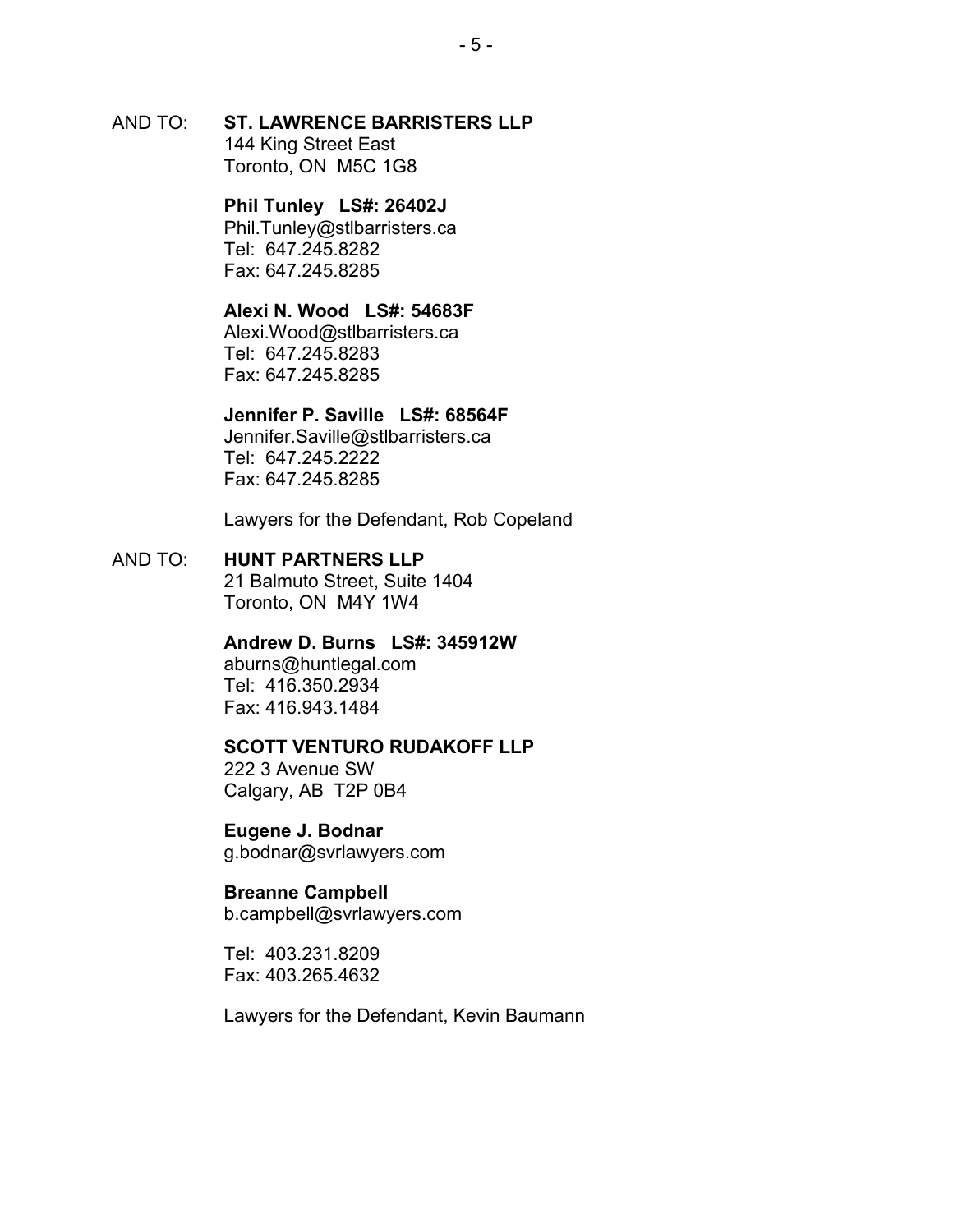AND TO: **ST. LAWRENCE BARRISTERS LLP**
144 King Street East
Toronto, ON M5C 1G8

**Phil Tunley LS#: 26402J**
Phil.Tunley@stlbarristers.ca
Tel: 647.245.8282
Fax: 647.245.8285

**Alexi N. Wood LS#: 54683F**
Alexi.Wood@stlbarristers.ca
Tel: 647.245.8283
Fax: 647.245.8285

**Jennifer P. Saville LS#: 68564F**
Jennifer.Saville@stlbarristers.ca
Tel: 647.245.2222
Fax: 647.245.8285

Lawyers for the Defendant, Rob Copeland

AND TO: **HUNT PARTNERS LLP**
21 Balmuto Street, Suite 1404
Toronto, ON M4Y 1W4

**Andrew D. Burns LS#: 345912W**
aburns@huntlegal.com
Tel: 416.350.2934
Fax: 416.943.1484

**SCOTT VENTURO RUDAKOFF LLP**
222 3 Avenue SW
Calgary, AB T2P 0B4

**Eugene J. Bodnar**
g.bodnar@svrlawyers.com

**Breanne Campbell**
b.campbell@svrlawyers.com

Tel: 403.231.8209
Fax: 403.265.4632

Lawyers for the Defendant, Kevin Baumann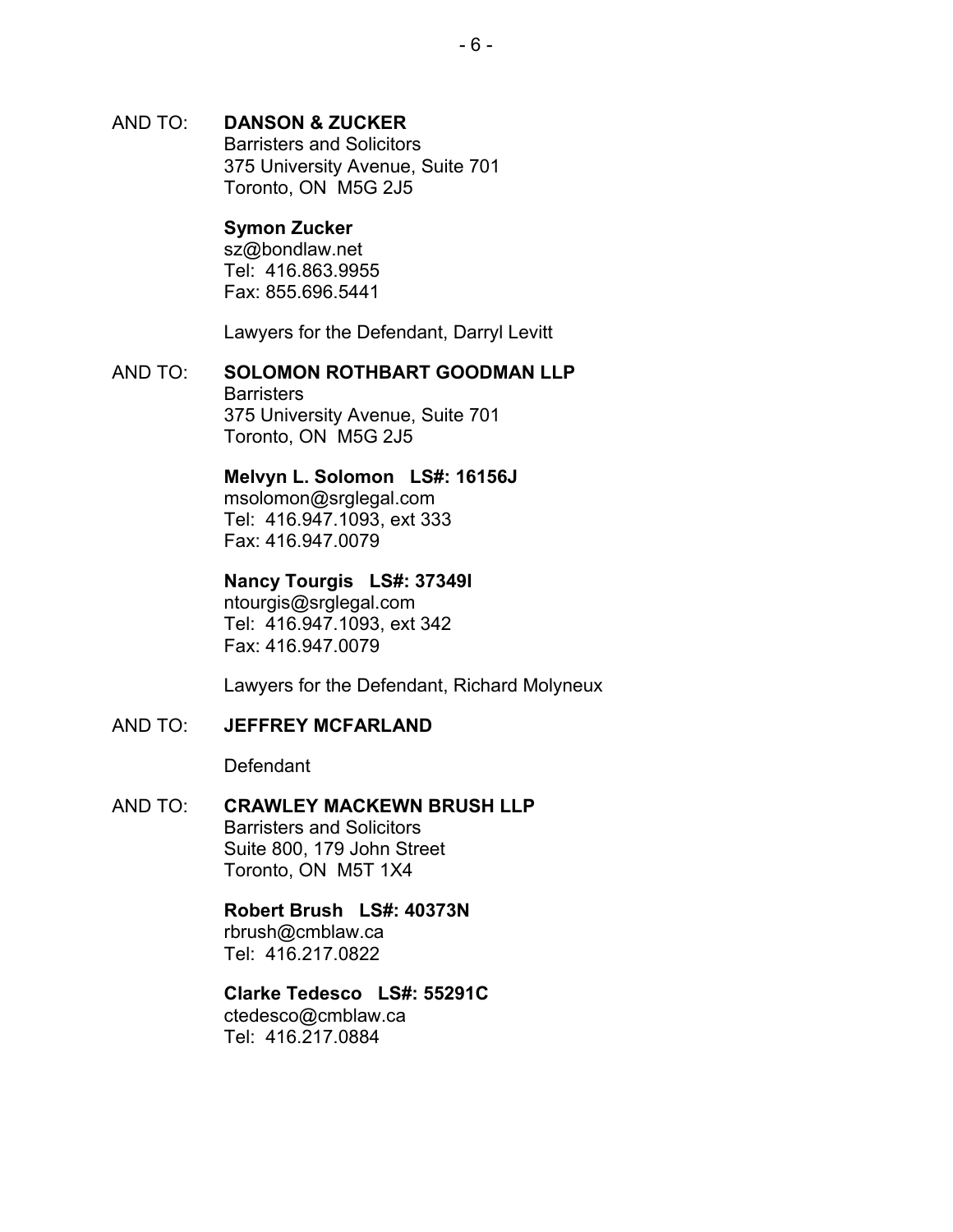AND TO: **DANSON & ZUCKER**
Barristers and Solicitors
375 University Avenue, Suite 701
Toronto, ON M5G 2J5

**Symon Zucker**
sz@bondlaw.net
Tel: 416.863.9955
Fax: 855.696.5441

Lawyers for the Defendant, Darryl Levitt

AND TO: **SOLOMON ROTHBART GOODMAN LLP**
Barristers
375 University Avenue, Suite 701
Toronto, ON M5G 2J5

**Melvyn L. Solomon LS#: 16156J**
msolomon@srglegal.com
Tel: 416.947.1093, ext 333
Fax: 416.947.0079

**Nancy Tourgis LS#: 37349I**
ntourgis@srglegal.com
Tel: 416.947.1093, ext 342
Fax: 416.947.0079

Lawyers for the Defendant, Richard Molyneux

AND TO: **JEFFREY MCFARLAND**

Defendant

AND TO: **CRAWLEY MACKEWN BRUSH LLP**
Barristers and Solicitors
Suite 800, 179 John Street
Toronto, ON M5T 1X4

**Robert Brush LS#: 40373N**
rbrush@cmblaw.ca
Tel: 416.217.0822

**Clarke Tedesco LS#: 55291C**
ctedesco@cmblaw.ca
Tel: 416.217.0884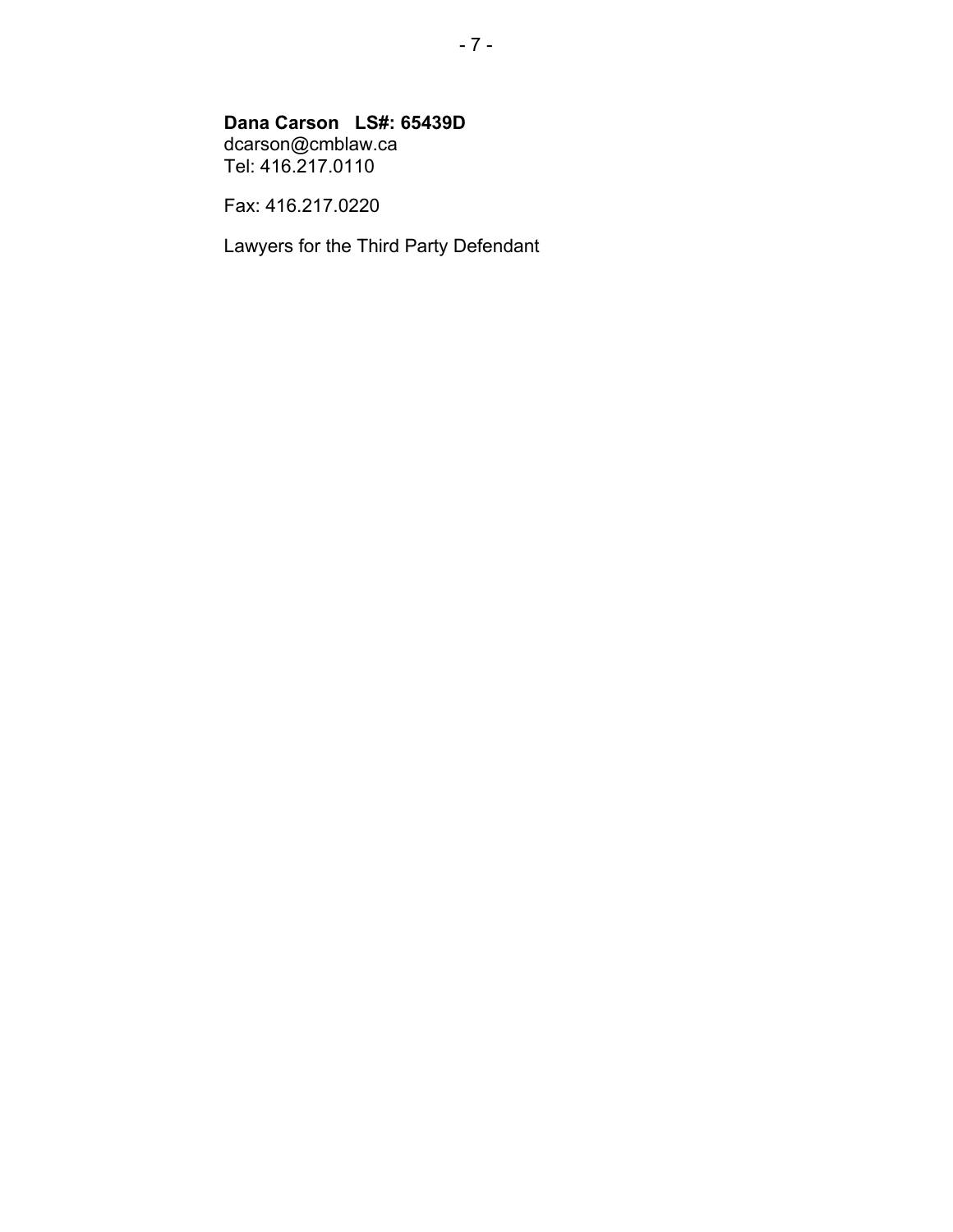**Dana Carson   LS#: 65439D**
dcarson@cmblaw.ca
Tel: 416.217.0110

Fax: 416.217.0220

Lawyers for the Third Party Defendant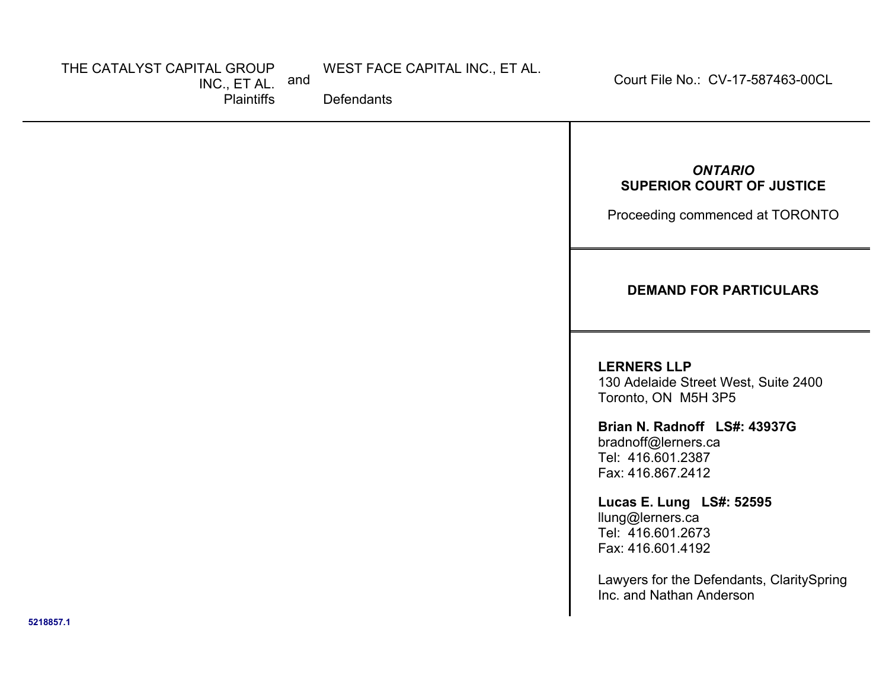THE CATALYST CAPITAL GROUP INC., ET AL.
Plaintiffs

and

WEST FACE CAPITAL INC., ET AL.
Defendants

Court File No.: CV-17-587463-00CL

*ONTARIO*
**SUPERIOR COURT OF JUSTICE**

Proceeding commenced at TORONTO

**DEMAND FOR PARTICULARS**

**LERNERS LLP**
130 Adelaide Street West, Suite 2400
Toronto, ON M5H 3P5

**Brian N. Radnoff LS#: 43937G**
bradnoff@lerners.ca
Tel: 416.601.2387
Fax: 416.867.2412

**Lucas E. Lung LS#: 52595**
llung@lerners.ca
Tel: 416.601.2673
Fax: 416.601.4192

Lawyers for the Defendants, ClaritySpring Inc. and Nathan Anderson

5218857.1